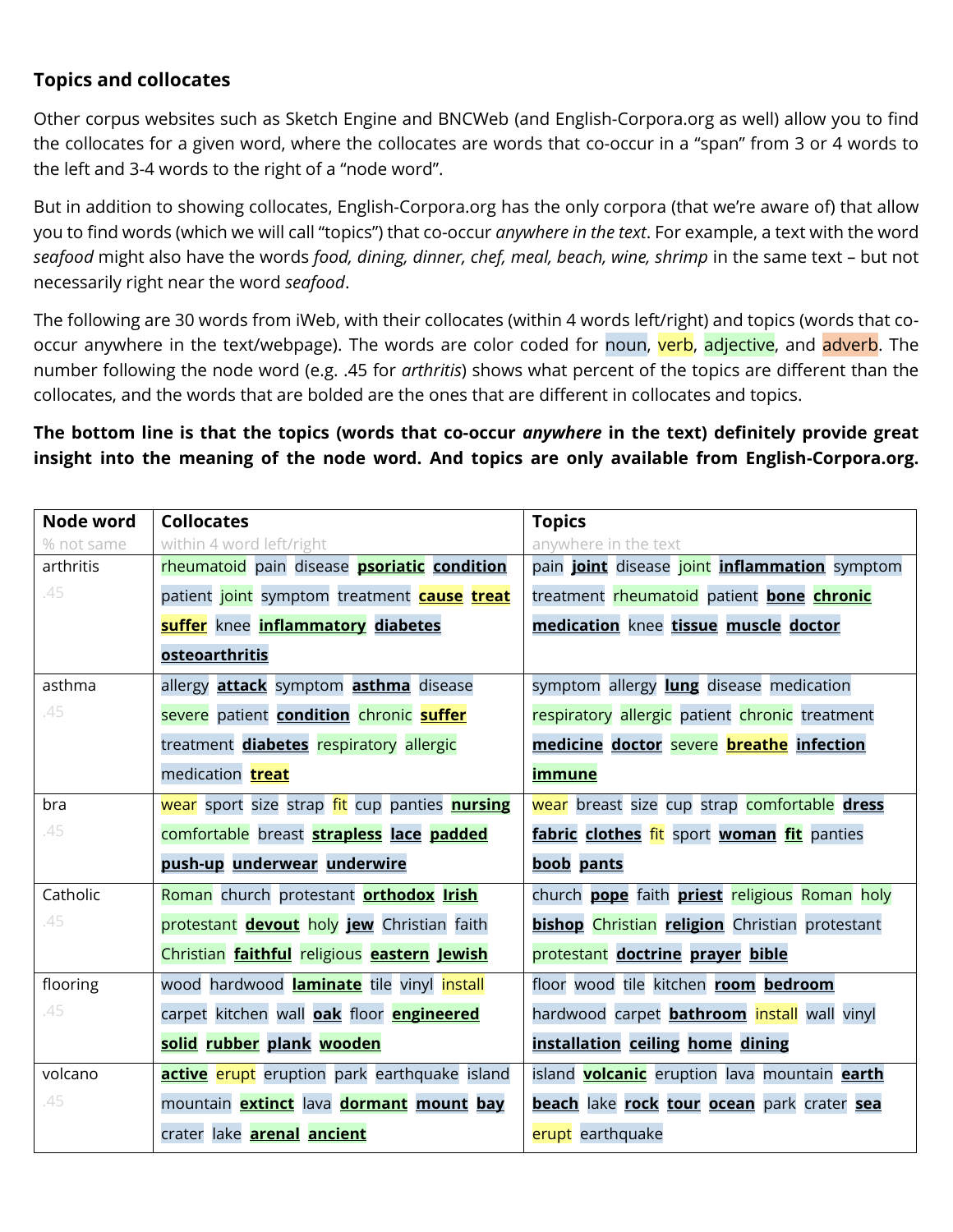### Topics and collocates

Other corpus websites such as Sketch Engine and BNCWeb (and English-Corpora.org as well) allow you to find the collocates for a given word, where the collocates are words that co-occur in a "span" from 3 or 4 words to the left and 3-4 words to the right of a "node word".

But in addition to showing collocates, English-Corpora.org has the only corpora (that we're aware of) that allow you to find words (which we will call "topics") that co-occur *anywhere in the text*. For example, a text with the word *seafood* might also have the words *food, dining, dinner, chef, meal, beach, wine, shrimp* in the same text – but not necessarily right near the word *seafood*.

The following are 30 words from iWeb, with their collocates (within 4 words left/right) and topics (words that co-occur anywhere in the text/webpage). The words are color coded for noun, verb, adjective, and adverb. The number following the node word (e.g. .45 for *arthritis*) shows what percent of the topics are different than the collocates, and the words that are bolded are the ones that are different in collocates and topics.

**The bottom line is that the topics (words that co-occur *anywhere* in the text) definitely provide great insight into the meaning of the node word. And topics are only available from English-Corpora.org.**

| Node word<br>% not same | Collocates<br>within 4 word left/right | Topics<br>anywhere in the text |
|---|---|---|
| arthritis<br>.45 | rheumatoid pain disease **psoriatic** **condition** patient joint symptom treatment **cause** **treat** **suffer** knee **inflammatory** **diabetes** **osteoarthritis** | pain **joint** disease joint **inflammation** symptom treatment rheumatoid patient **bone** **chronic** **medication** knee **tissue** **muscle** **doctor** |
| asthma<br>.45 | allergy **attack** symptom **asthma** disease severe patient **condition** chronic **suffer** treatment **diabetes** respiratory allergic medication **treat** | symptom allergy **lung** disease medication respiratory allergic patient chronic treatment **medicine** **doctor** severe **breathe** **infection** **immune** |
| bra<br>.45 | wear sport size strap fit cup panties **nursing** comfortable breast **strapless** **lace** **padded** **push-up** **underwear** **underwire** | wear breast size cup strap comfortable **dress** **fabric** **clothes** fit sport **woman** **fit** panties **boob** **pants** |
| Catholic<br>.45 | Roman church protestant **orthodox** **Irish** protestant **devout** holy **jew** Christian faith Christian **faithful** religious **eastern** **Jewish** | church **pope** faith **priest** religious Roman holy **bishop** Christian **religion** Christian protestant protestant **doctrine** **prayer** **bible** |
| flooring<br>.45 | wood hardwood **laminate** tile vinyl install carpet kitchen wall **oak** floor **engineered** **solid** **rubber** **plank** **wooden** | floor wood tile kitchen **room** **bedroom** hardwood carpet **bathroom** install wall vinyl **installation** **ceiling** **home** **dining** |
| volcano<br>.45 | **active** erupt eruption park earthquake island mountain **extinct** lava **dormant** **mount** **bay** crater lake **arenal** **ancient** | island **volcanic** eruption lava mountain **earth** **beach** lake **rock** **tour** **ocean** park crater **sea** erupt earthquake |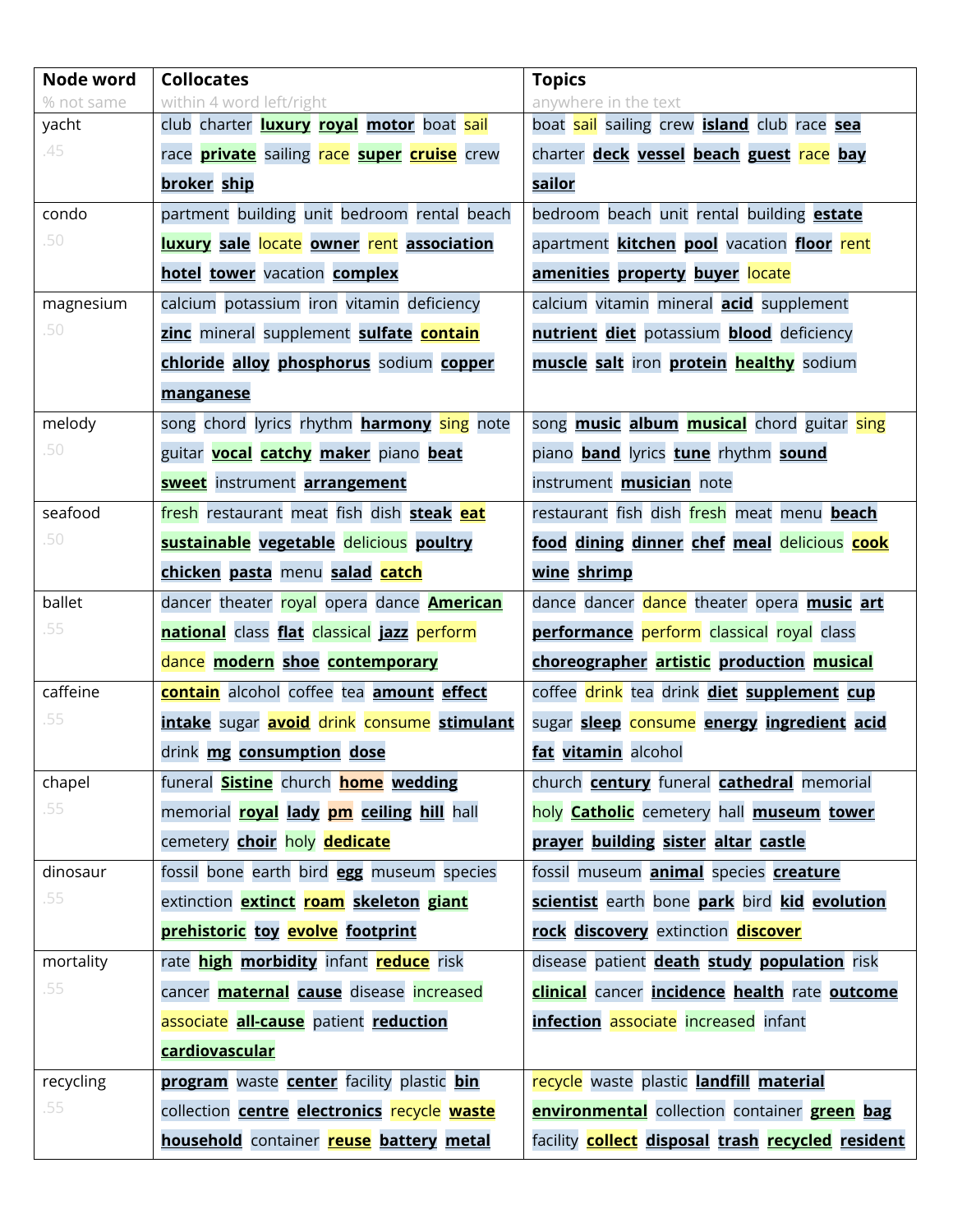| Node word<br>% not same | Collocates<br>within 4 word left/right | Topics<br>anywhere in the text |
|---|---|---|
| yacht<br>.45 | club charter **luxury** **royal** **motor** boat sail race **private** sailing race **super** **cruise** crew **broker** **ship** | boat sail sailing crew **island** club race **sea** charter **deck** **vessel** **beach** **guest** race **bay** **sailor** |
| condo<br>.50 | partment building unit bedroom rental beach **luxury** **sale** locate **owner** rent **association** **hotel** **tower** vacation **complex** | bedroom beach unit rental building **estate** apartment **kitchen** **pool** vacation **floor** rent **amenities** **property** **buyer** locate |
| magnesium<br>.50 | calcium potassium iron vitamin deficiency **zinc** mineral supplement **sulfate** **contain** **chloride** **alloy** **phosphorus** sodium **copper** **manganese** | calcium vitamin mineral **acid** supplement **nutrient** **diet** potassium **blood** deficiency **muscle** **salt** iron **protein** **healthy** sodium |
| melody<br>.50 | song chord lyrics rhythm **harmony** sing note guitar **vocal** **catchy** **maker** piano **beat** **sweet** instrument **arrangement** | song **music** **album** **musical** chord guitar sing piano **band** lyrics **tune** rhythm **sound** instrument **musician** note |
| seafood<br>.50 | fresh restaurant meat fish dish **steak** **eat** **sustainable** **vegetable** delicious **poultry** **chicken** **pasta** menu **salad** **catch** | restaurant fish dish fresh meat menu **beach** **food** **dining** **dinner** **chef** **meal** delicious **cook** **wine** **shrimp** |
| ballet<br>.55 | dancer theater royal opera dance **American** **national** class **flat** classical **jazz** perform dance **modern** **shoe** **contemporary** | dance dancer dance theater opera **music** **art** **performance** perform classical royal class **choreographer** **artistic** **production** **musical** |
| caffeine<br>.55 | **contain** alcohol coffee tea **amount** **effect** **intake** sugar **avoid** drink consume **stimulant** drink **mg** **consumption** **dose** | coffee drink tea drink **diet** **supplement** **cup** sugar **sleep** consume **energy** **ingredient** **acid** **fat** **vitamin** alcohol |
| chapel<br>.55 | funeral **Sistine** church **home** **wedding** memorial **royal** **lady** **pm** **ceiling** **hill** hall cemetery **choir** holy **dedicate** | church **century** funeral **cathedral** memorial holy **Catholic** cemetery hall **museum** **tower** **prayer** **building** **sister** **altar** **castle** |
| dinosaur<br>.55 | fossil bone earth bird **egg** museum species extinction **extinct** **roam** **skeleton** **giant** **prehistoric** **toy** **evolve** **footprint** | fossil museum **animal** species **creature** **scientist** earth bone **park** bird **kid** **evolution** **rock** **discovery** extinction **discover** |
| mortality<br>.55 | rate **high** **morbidity** infant **reduce** risk cancer **maternal** **cause** disease increased associate **all-cause** patient **reduction** **cardiovascular** | disease patient **death** **study** **population** risk **clinical** cancer **incidence** **health** rate **outcome** **infection** associate increased infant |
| recycling<br>.55 | **program** waste **center** facility plastic **bin** collection **centre** **electronics** recycle **waste** **household** container **reuse** **battery** **metal** | recycle waste plastic **landfill** **material** **environmental** collection container **green** **bag** facility **collect** **disposal** **trash** **recycled** **resident** |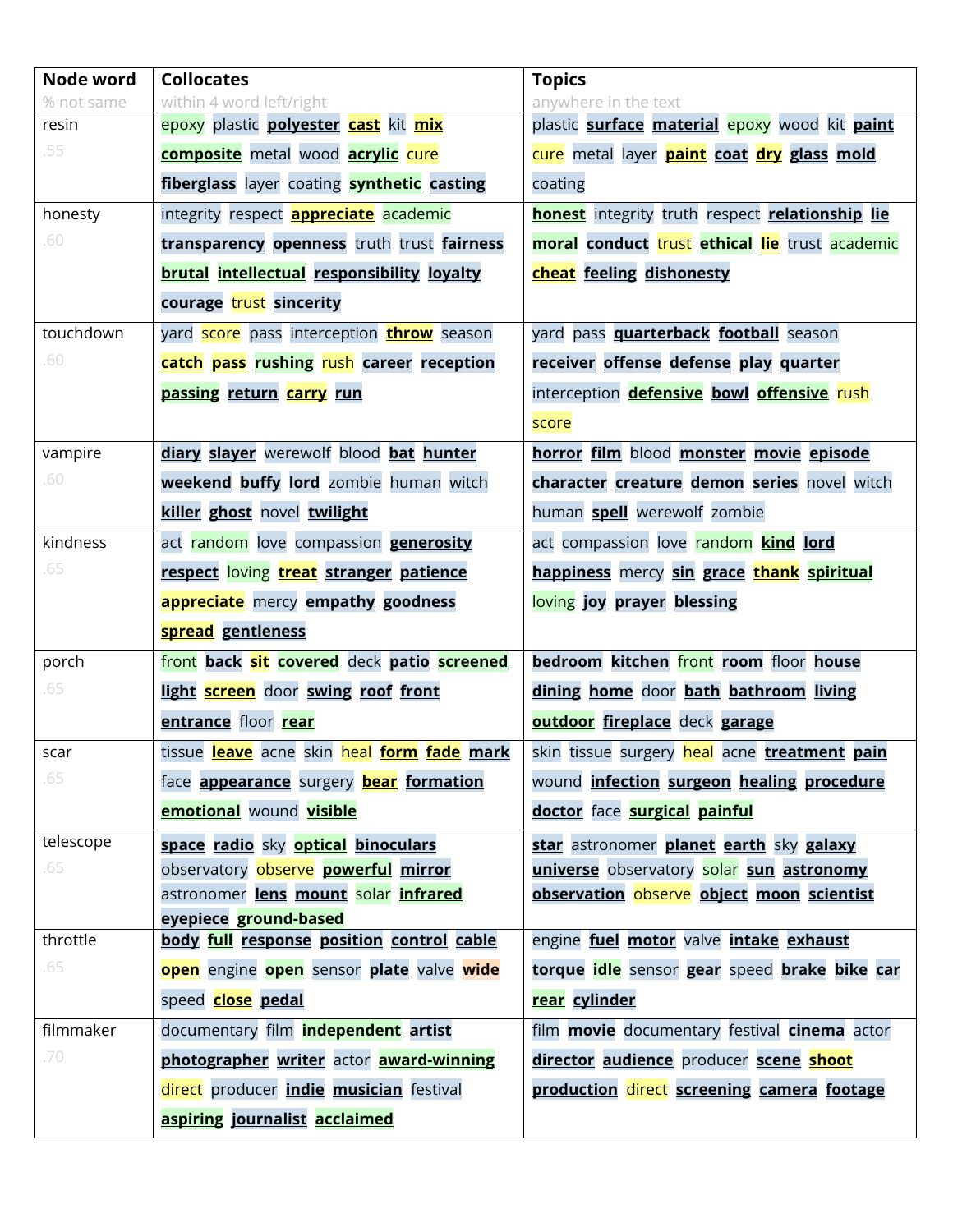| Node word<br>% not same | Collocates<br>within 4 word left/right | Topics<br>anywhere in the text |
|---|---|---|
| resin<br>.55 | epoxy plastic **polyester** **cast** kit **mix** **composite** metal wood **acrylic** cure **fiberglass** layer coating **synthetic** **casting** | plastic **surface** **material** epoxy wood kit **paint** cure metal layer **paint** **coat** **dry** **glass** **mold** coating |
| honesty<br>.60 | integrity respect **appreciate** academic **transparency** **openness** truth trust **fairness** **brutal** **intellectual** **responsibility** **loyalty** **courage** trust **sincerity** | **honest** integrity truth respect **relationship** **lie** **moral** **conduct** trust **ethical** **lie** trust academic **cheat** **feeling** **dishonesty** |
| touchdown<br>.60 | yard score pass interception **throw** season **catch** **pass** **rushing** rush **career** **reception** **passing** **return** **carry** **run** | yard pass **quarterback** **football** season **receiver** **offense** **defense** **play** **quarter** interception **defensive** **bowl** **offensive** rush score |
| vampire<br>.60 | **diary** **slayer** werewolf blood **bat** **hunter** **weekend** **buffy** **lord** zombie human witch **killer** **ghost** novel **twilight** | **horror** **film** blood **monster** **movie** **episode** **character** **creature** **demon** **series** novel witch human **spell** werewolf zombie |
| kindness<br>.65 | act random love compassion **generosity** **respect** loving **treat** **stranger** **patience** **appreciate** mercy **empathy** **goodness** **spread** **gentleness** | act compassion love random **kind** **lord** **happiness** mercy **sin** **grace** **thank** **spiritual** loving **joy** **prayer** **blessing** |
| porch<br>.65 | front **back** **sit** **covered** deck **patio** **screened** **light** **screen** door **swing** **roof** **front** **entrance** floor **rear** | **bedroom** **kitchen** front **room** floor **house** **dining** **home** door **bath** **bathroom** **living** **outdoor** **fireplace** deck **garage** |
| scar<br>.65 | tissue **leave** acne skin heal **form** **fade** **mark** face **appearance** surgery **bear** **formation** **emotional** wound **visible** | skin tissue surgery heal acne **treatment** **pain** wound **infection** **surgeon** **healing** **procedure** **doctor** face **surgical** **painful** |
| telescope<br>.65 | **space** **radio** sky **optical** **binoculars** observatory observe **powerful** **mirror** astronomer **lens** **mount** solar **infrared** **eyepiece** **ground-based** | **star** astronomer **planet** **earth** sky **galaxy** **universe** observatory solar **sun** **astronomy** **observation** observe **object** **moon** **scientist** |
| throttle<br>.65 | **body** **full** **response** **position** **control** **cable** **open** engine **open** sensor **plate** valve **wide** speed **close** **pedal** | engine **fuel** **motor** valve **intake** **exhaust** **torque** **idle** sensor **gear** speed **brake** **bike** **car** **rear** **cylinder** |
| filmmaker<br>.70 | documentary film **independent** **artist** **photographer** **writer** actor **award-winning** direct producer **indie** **musician** festival **aspiring** **journalist** **acclaimed** | film **movie** documentary festival **cinema** actor **director** **audience** producer **scene** **shoot** **production** direct **screening** **camera** **footage** |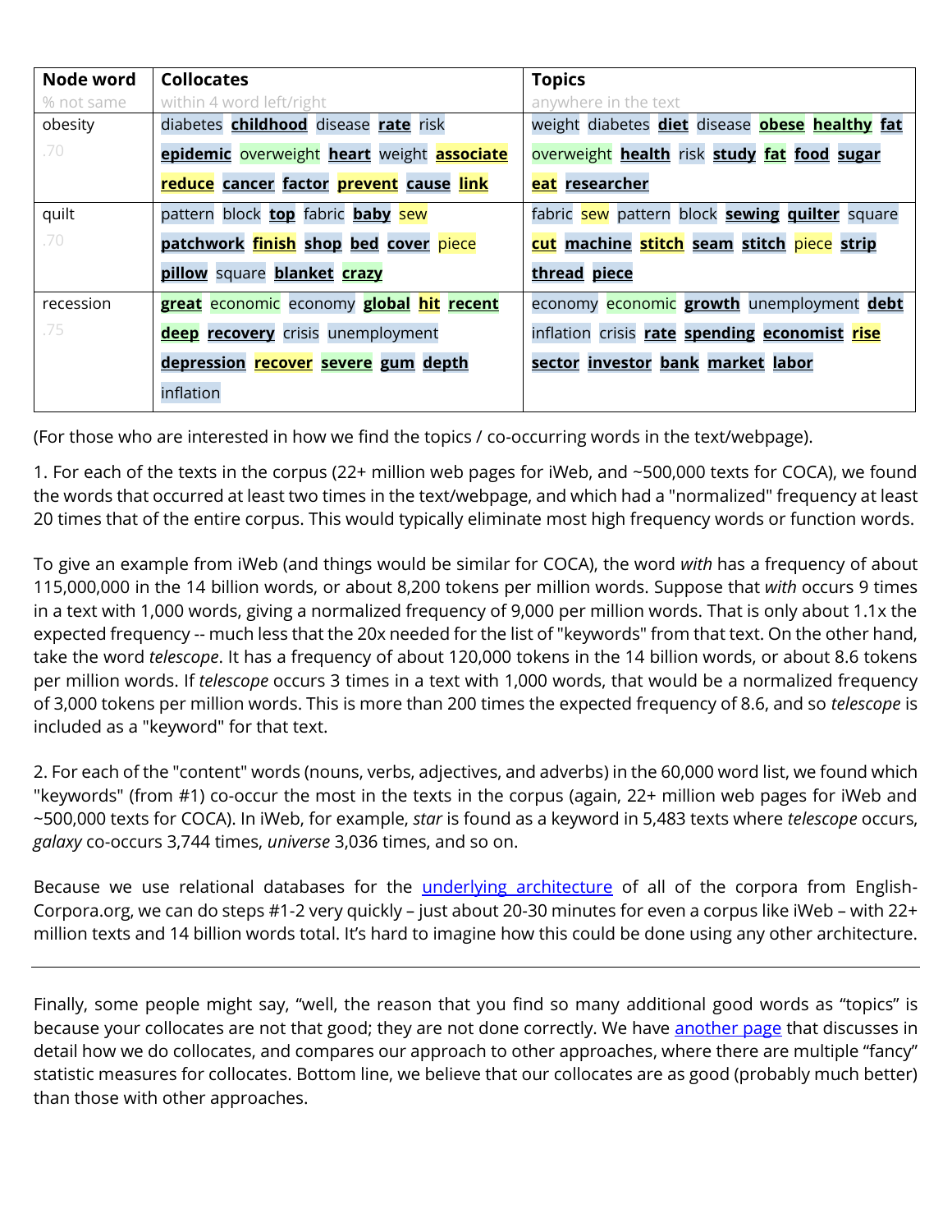| Node word<br>% not same | Collocates<br>within 4 word left/right | Topics<br>anywhere in the text |
|---|---|---|
| obesity<br>.70 | diabetes **childhood** disease **rate** risk **epidemic** overweight **heart** weight **associate** **reduce** **cancer** **factor** **prevent** **cause** **link** | weight diabetes **diet** disease **obese** **healthy** **fat** overweight **health** risk **study** **fat** **food** **sugar** **eat** **researcher** |
| quilt<br>.70 | pattern block **top** fabric **baby** sew **patchwork** **finish** **shop** **bed** **cover** piece **pillow** square **blanket** **crazy** | fabric sew pattern block **sewing** **quilter** square **cut** **machine** **stitch** **seam** **stitch** piece **strip** **thread** **piece** |
| recession<br>.75 | **great** economic economy **global** **hit** **recent** **deep** **recovery** crisis unemployment **depression** **recover** **severe** **gum** **depth** inflation | economy economic **growth** unemployment **debt** inflation crisis **rate** **spending** **economist** **rise** **sector** **investor** **bank** **market** **labor** |

(For those who are interested in how we find the topics / co-occurring words in the text/webpage).

1. For each of the texts in the corpus (22+ million web pages for iWeb, and ~500,000 texts for COCA), we found the words that occurred at least two times in the text/webpage, and which had a "normalized" frequency at least 20 times that of the entire corpus. This would typically eliminate most high frequency words or function words.

To give an example from iWeb (and things would be similar for COCA), the word *with* has a frequency of about 115,000,000 in the 14 billion words, or about 8,200 tokens per million words. Suppose that *with* occurs 9 times in a text with 1,000 words, giving a normalized frequency of 9,000 per million words. That is only about 1.1x the expected frequency -- much less that the 20x needed for the list of "keywords" from that text. On the other hand, take the word *telescope*. It has a frequency of about 120,000 tokens in the 14 billion words, or about 8.6 tokens per million words. If *telescope* occurs 3 times in a text with 1,000 words, that would be a normalized frequency of 3,000 tokens per million words. This is more than 200 times the expected frequency of 8.6, and so *telescope* is included as a "keyword" for that text.

2. For each of the "content" words (nouns, verbs, adjectives, and adverbs) in the 60,000 word list, we found which "keywords" (from #1) co-occur the most in the texts in the corpus (again, 22+ million web pages for iWeb and ~500,000 texts for COCA). In iWeb, for example, *star* is found as a keyword in 5,483 texts where *telescope* occurs, *galaxy* co-occurs 3,744 times, *universe* 3,036 times, and so on.

Because we use relational databases for the underlying architecture of all of the corpora from English-Corpora.org, we can do steps #1-2 very quickly – just about 20-30 minutes for even a corpus like iWeb – with 22+ million texts and 14 billion words total. It's hard to imagine how this could be done using any other architecture.

---

Finally, some people might say, "well, the reason that you find so many additional good words as "topics" is because your collocates are not that good; they are not done correctly. We have another page that discusses in detail how we do collocates, and compares our approach to other approaches, where there are multiple "fancy" statistic measures for collocates. Bottom line, we believe that our collocates are as good (probably much better) than those with other approaches.